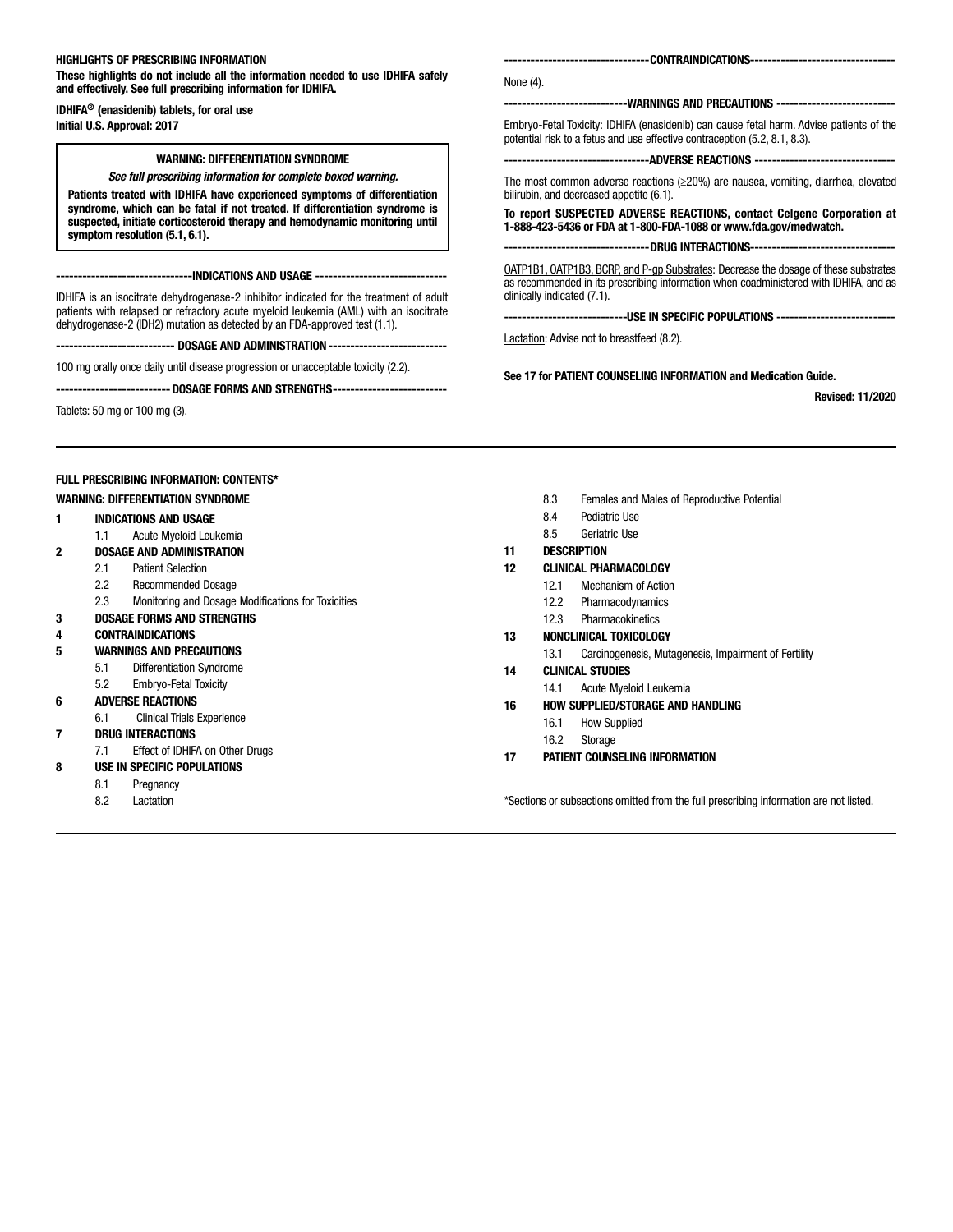**HIGHLIGHTS OF PRESCRIBING INFORMATION**

**These highlights do not include all the information needed to use IDHIFA safely and effectively. See full prescribing information for IDHIFA.**

**IDHIFA® (enasidenib) tablets, for oral use**
**Initial U.S. Approval: 2017**

> **WARNING: DIFFERENTIATION SYNDROME**
>
> ***See full prescribing information for complete boxed warning.***
>
> **Patients treated with IDHIFA have experienced symptoms of differentiation syndrome, which can be fatal if not treated. If differentiation syndrome is suspected, initiate corticosteroid therapy and hemodynamic monitoring until symptom resolution (5.1, 6.1).**

**---INDICATIONS AND USAGE---**

IDHIFA is an isocitrate dehydrogenase-2 inhibitor indicated for the treatment of adult patients with relapsed or refractory acute myeloid leukemia (AML) with an isocitrate dehydrogenase-2 (IDH2) mutation as detected by an FDA-approved test (1.1).

**---DOSAGE AND ADMINISTRATION---**

100 mg orally once daily until disease progression or unacceptable toxicity (2.2).

**---DOSAGE FORMS AND STRENGTHS---**

Tablets: 50 mg or 100 mg (3).

**---CONTRAINDICATIONS---**

None (4).

**---WARNINGS AND PRECAUTIONS---**

Embryo-Fetal Toxicity: IDHIFA (enasidenib) can cause fetal harm. Advise patients of the potential risk to a fetus and use effective contraception (5.2, 8.1, 8.3).

**---ADVERSE REACTIONS---**

The most common adverse reactions (≥20%) are nausea, vomiting, diarrhea, elevated bilirubin, and decreased appetite (6.1).

**To report SUSPECTED ADVERSE REACTIONS, contact Celgene Corporation at 1-888-423-5436 or FDA at 1-800-FDA-1088 or www.fda.gov/medwatch.**

**---DRUG INTERACTIONS---**

OATP1B1, OATP1B3, BCRP, and P-gp Substrates: Decrease the dosage of these substrates as recommended in its prescribing information when coadministered with IDHIFA, and as clinically indicated (7.1).

**---USE IN SPECIFIC POPULATIONS---**

Lactation: Advise not to breastfeed (8.2).

**See 17 for PATIENT COUNSELING INFORMATION and Medication Guide.**

**Revised: 11/2020**

---

**FULL PRESCRIBING INFORMATION: CONTENTS***

**WARNING: DIFFERENTIATION SYNDROME**

**1 INDICATIONS AND USAGE**
- 1.1 Acute Myeloid Leukemia

**2 DOSAGE AND ADMINISTRATION**
- 2.1 Patient Selection
- 2.2 Recommended Dosage
- 2.3 Monitoring and Dosage Modifications for Toxicities

**3 DOSAGE FORMS AND STRENGTHS**

**4 CONTRAINDICATIONS**

**5 WARNINGS AND PRECAUTIONS**
- 5.1 Differentiation Syndrome
- 5.2 Embryo-Fetal Toxicity

**6 ADVERSE REACTIONS**
- 6.1 Clinical Trials Experience

**7 DRUG INTERACTIONS**
- 7.1 Effect of IDHIFA on Other Drugs

**8 USE IN SPECIFIC POPULATIONS**
- 8.1 Pregnancy
- 8.2 Lactation
- 8.3 Females and Males of Reproductive Potential
- 8.4 Pediatric Use
- 8.5 Geriatric Use

**11 DESCRIPTION**

**12 CLINICAL PHARMACOLOGY**
- 12.1 Mechanism of Action
- 12.2 Pharmacodynamics
- 12.3 Pharmacokinetics

**13 NONCLINICAL TOXICOLOGY**
- 13.1 Carcinogenesis, Mutagenesis, Impairment of Fertility

**14 CLINICAL STUDIES**
- 14.1 Acute Myeloid Leukemia

**16 HOW SUPPLIED/STORAGE AND HANDLING**
- 16.1 How Supplied
- 16.2 Storage

**17 PATIENT COUNSELING INFORMATION**

*Sections or subsections omitted from the full prescribing information are not listed.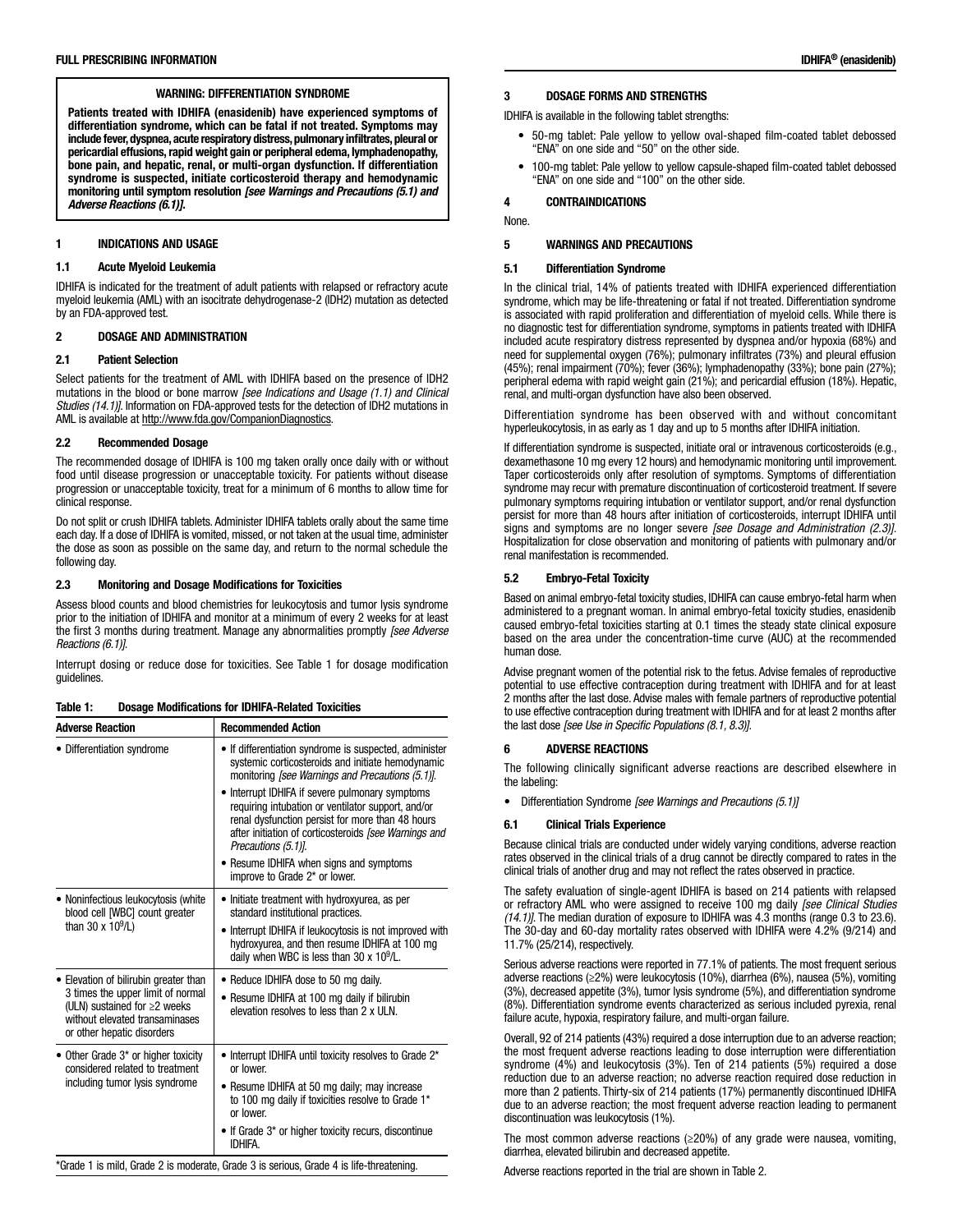## FULL PRESCRIBING INFORMATION

**WARNING: DIFFERENTIATION SYNDROME**

**Patients treated with IDHIFA (enasidenib) have experienced symptoms of differentiation syndrome, which can be fatal if not treated. Symptoms may include fever, dyspnea, acute respiratory distress, pulmonary infiltrates, pleural or pericardial effusions, rapid weight gain or peripheral edema, lymphadenopathy, bone pain, and hepatic, renal, or multi-organ dysfunction. If differentiation syndrome is suspected, initiate corticosteroid therapy and hemodynamic monitoring until symptom resolution *[see Warnings and Precautions (5.1) and Adverse Reactions (6.1)]*.**

## 1 INDICATIONS AND USAGE

### 1.1 Acute Myeloid Leukemia

IDHIFA is indicated for the treatment of adult patients with relapsed or refractory acute myeloid leukemia (AML) with an isocitrate dehydrogenase-2 (IDH2) mutation as detected by an FDA-approved test.

## 2 DOSAGE AND ADMINISTRATION

### 2.1 Patient Selection

Select patients for the treatment of AML with IDHIFA based on the presence of IDH2 mutations in the blood or bone marrow *[see Indications and Usage (1.1) and Clinical Studies (14.1)]*. Information on FDA-approved tests for the detection of IDH2 mutations in AML is available at http://www.fda.gov/CompanionDiagnostics.

### 2.2 Recommended Dosage

The recommended dosage of IDHIFA is 100 mg taken orally once daily with or without food until disease progression or unacceptable toxicity. For patients without disease progression or unacceptable toxicity, treat for a minimum of 6 months to allow time for clinical response.

Do not split or crush IDHIFA tablets. Administer IDHIFA tablets orally about the same time each day. If a dose of IDHIFA is vomited, missed, or not taken at the usual time, administer the dose as soon as possible on the same day, and return to the normal schedule the following day.

### 2.3 Monitoring and Dosage Modifications for Toxicities

Assess blood counts and blood chemistries for leukocytosis and tumor lysis syndrome prior to the initiation of IDHIFA and monitor at a minimum of every 2 weeks for at least the first 3 months during treatment. Manage any abnormalities promptly *[see Adverse Reactions (6.1)]*.

Interrupt dosing or reduce dose for toxicities. See Table 1 for dosage modification guidelines.

**Table 1: Dosage Modifications for IDHIFA-Related Toxicities**

| Adverse Reaction | Recommended Action |
|---|---|
| • Differentiation syndrome | • If differentiation syndrome is suspected, administer systemic corticosteroids and initiate hemodynamic monitoring *[see Warnings and Precautions (5.1)]*.<br>• Interrupt IDHIFA if severe pulmonary symptoms requiring intubation or ventilator support, and/or renal dysfunction persist for more than 48 hours after initiation of corticosteroids *[see Warnings and Precautions (5.1)]*.<br>• Resume IDHIFA when signs and symptoms improve to Grade 2* or lower. |
| • Noninfectious leukocytosis (white blood cell [WBC] count greater than 30 x $10^9$/L) | • Initiate treatment with hydroxyurea, as per standard institutional practices.<br>• Interrupt IDHIFA if leukocytosis is not improved with hydroxyurea, and then resume IDHIFA at 100 mg daily when WBC is less than 30 x $10^9$/L. |
| • Elevation of bilirubin greater than 3 times the upper limit of normal (ULN) sustained for ≥2 weeks without elevated transaminases or other hepatic disorders | • Reduce IDHIFA dose to 50 mg daily.<br>• Resume IDHIFA at 100 mg daily if bilirubin elevation resolves to less than 2 x ULN. |
| • Other Grade 3* or higher toxicity considered related to treatment including tumor lysis syndrome | • Interrupt IDHIFA until toxicity resolves to Grade 2* or lower.<br>• Resume IDHIFA at 50 mg daily; may increase to 100 mg daily if toxicities resolve to Grade 1* or lower.<br>• If Grade 3* or higher toxicity recurs, discontinue IDHIFA. |

*Grade 1 is mild, Grade 2 is moderate, Grade 3 is serious, Grade 4 is life-threatening.

## 3 DOSAGE FORMS AND STRENGTHS

IDHIFA is available in the following tablet strengths:

- 50-mg tablet: Pale yellow to yellow oval-shaped film-coated tablet debossed "ENA" on one side and "50" on the other side.
- 100-mg tablet: Pale yellow to yellow capsule-shaped film-coated tablet debossed "ENA" on one side and "100" on the other side.

## 4 CONTRAINDICATIONS

None.

## 5 WARNINGS AND PRECAUTIONS

### 5.1 Differentiation Syndrome

In the clinical trial, 14% of patients treated with IDHIFA experienced differentiation syndrome, which may be life-threatening or fatal if not treated. Differentiation syndrome is associated with rapid proliferation and differentiation of myeloid cells. While there is no diagnostic test for differentiation syndrome, symptoms in patients treated with IDHIFA included acute respiratory distress represented by dyspnea and/or hypoxia (68%) and need for supplemental oxygen (76%); pulmonary infiltrates (73%) and pleural effusion (45%); renal impairment (70%); fever (36%); lymphadenopathy (33%); bone pain (27%); peripheral edema with rapid weight gain (21%); and pericardial effusion (18%). Hepatic, renal, and multi-organ dysfunction have also been observed.

Differentiation syndrome has been observed with and without concomitant hyperleukocytosis, in as early as 1 day and up to 5 months after IDHIFA initiation.

If differentiation syndrome is suspected, initiate oral or intravenous corticosteroids (e.g., dexamethasone 10 mg every 12 hours) and hemodynamic monitoring until improvement. Taper corticosteroids only after resolution of symptoms. Symptoms of differentiation syndrome may recur with premature discontinuation of corticosteroid treatment. If severe pulmonary symptoms requiring intubation or ventilator support, and/or renal dysfunction persist for more than 48 hours after initiation of corticosteroids, interrupt IDHIFA until signs and symptoms are no longer severe *[see Dosage and Administration (2.3)]*. Hospitalization for close observation and monitoring of patients with pulmonary and/or renal manifestation is recommended.

### 5.2 Embryo-Fetal Toxicity

Based on animal embryo-fetal toxicity studies, IDHIFA can cause embryo-fetal harm when administered to a pregnant woman. In animal embryo-fetal toxicity studies, enasidenib caused embryo-fetal toxicities starting at 0.1 times the steady state clinical exposure based on the area under the concentration-time curve (AUC) at the recommended human dose.

Advise pregnant women of the potential risk to the fetus. Advise females of reproductive potential to use effective contraception during treatment with IDHIFA and for at least 2 months after the last dose. Advise males with female partners of reproductive potential to use effective contraception during treatment with IDHIFA and for at least 2 months after the last dose *[see Use in Specific Populations (8.1, 8.3)]*.

## 6 ADVERSE REACTIONS

The following clinically significant adverse reactions are described elsewhere in the labeling:

- Differentiation Syndrome *[see Warnings and Precautions (5.1)]*

### 6.1 Clinical Trials Experience

Because clinical trials are conducted under widely varying conditions, adverse reaction rates observed in the clinical trials of a drug cannot be directly compared to rates in the clinical trials of another drug and may not reflect the rates observed in practice.

The safety evaluation of single-agent IDHIFA is based on 214 patients with relapsed or refractory AML who were assigned to receive 100 mg daily *[see Clinical Studies (14.1)]*. The median duration of exposure to IDHIFA was 4.3 months (range 0.3 to 23.6). The 30-day and 60-day mortality rates observed with IDHIFA were 4.2% (9/214) and 11.7% (25/214), respectively.

Serious adverse reactions were reported in 77.1% of patients. The most frequent serious adverse reactions (≥2%) were leukocytosis (10%), diarrhea (6%), nausea (5%), vomiting (3%), decreased appetite (3%), tumor lysis syndrome (5%), and differentiation syndrome (8%). Differentiation syndrome events characterized as serious included pyrexia, renal failure acute, hypoxia, respiratory failure, and multi-organ failure.

Overall, 92 of 214 patients (43%) required a dose interruption due to an adverse reaction; the most frequent adverse reactions leading to dose interruption were differentiation syndrome (4%) and leukocytosis (3%). Ten of 214 patients (5%) required a dose reduction due to an adverse reaction; no adverse reaction required dose reduction in more than 2 patients. Thirty-six of 214 patients (17%) permanently discontinued IDHIFA due to an adverse reaction; the most frequent adverse reaction leading to permanent discontinuation was leukocytosis (1%).

The most common adverse reactions (≥20%) of any grade were nausea, vomiting, diarrhea, elevated bilirubin and decreased appetite.

Adverse reactions reported in the trial are shown in Table 2.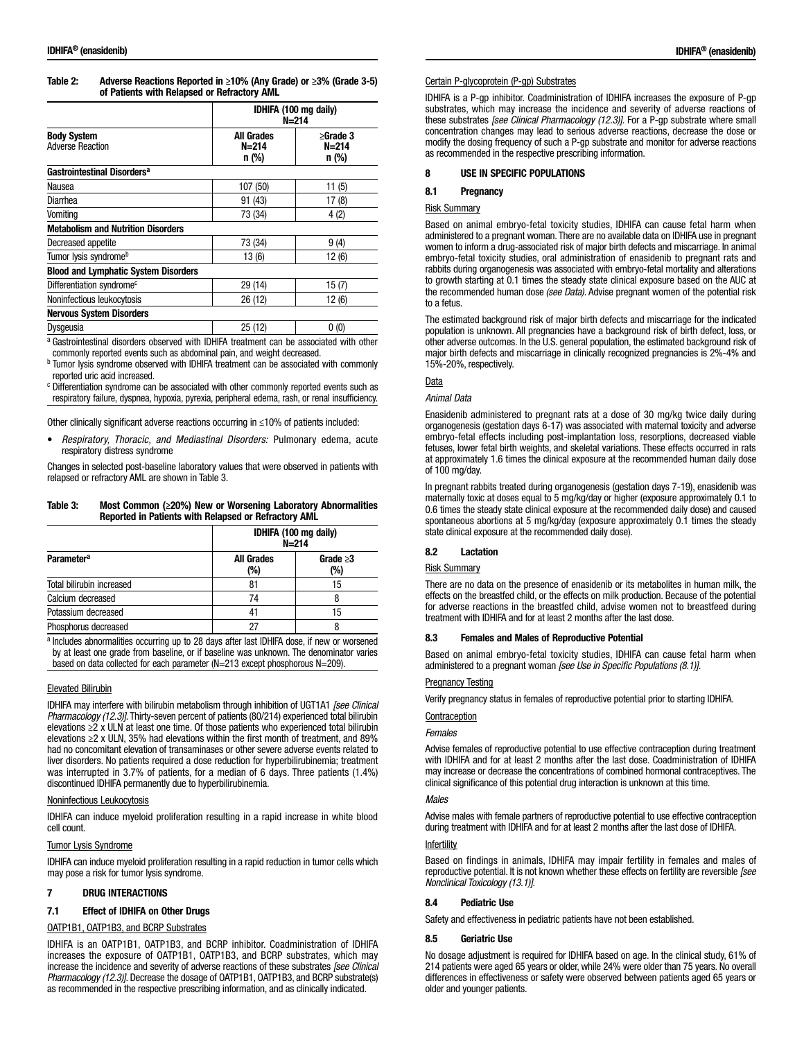**Table 2: Adverse Reactions Reported in ≥10% (Any Grade) or ≥3% (Grade 3-5) of Patients with Relapsed or Refractory AML**

| | IDHIFA (100 mg daily) N=214 | |
|---|---|---|
| **Body System** Adverse Reaction | **All Grades N=214 n (%)** | **≥Grade 3 N=214 n (%)** |
| **Gastrointestinal Disorders[a]** | | |
| Nausea | 107 (50) | 11 (5) |
| Diarrhea | 91 (43) | 17 (8) |
| Vomiting | 73 (34) | 4 (2) |
| **Metabolism and Nutrition Disorders** | | |
| Decreased appetite | 73 (34) | 9 (4) |
| Tumor lysis syndrome[b] | 13 (6) | 12 (6) |
| **Blood and Lymphatic System Disorders** | | |
| Differentiation syndrome[c] | 29 (14) | 15 (7) |
| Noninfectious leukocytosis | 26 (12) | 12 (6) |
| **Nervous System Disorders** | | |
| Dysgeusia | 25 (12) | 0 (0) |

[a] Gastrointestinal disorders observed with IDHIFA treatment can be associated with other commonly reported events such as abdominal pain, and weight decreased.
[b] Tumor lysis syndrome observed with IDHIFA treatment can be associated with commonly reported uric acid increased.
[c] Differentiation syndrome can be associated with other commonly reported events such as respiratory failure, dyspnea, hypoxia, pyrexia, peripheral edema, rash, or renal insufficiency.

Other clinically significant adverse reactions occurring in ≤10% of patients included:

- *Respiratory, Thoracic, and Mediastinal Disorders:* Pulmonary edema, acute respiratory distress syndrome

Changes in selected post-baseline laboratory values that were observed in patients with relapsed or refractory AML are shown in Table 3.

**Table 3: Most Common (≥20%) New or Worsening Laboratory Abnormalities Reported in Patients with Relapsed or Refractory AML**

| | IDHIFA (100 mg daily) N=214 | |
|---|---|---|
| **Parameter[a]** | **All Grades (%)** | **Grade ≥3 (%)** |
| Total bilirubin increased | 81 | 15 |
| Calcium decreased | 74 | 8 |
| Potassium decreased | 41 | 15 |
| Phosphorus decreased | 27 | 8 |

[a] Includes abnormalities occurring up to 28 days after last IDHIFA dose, if new or worsened by at least one grade from baseline, or if baseline was unknown. The denominator varies based on data collected for each parameter (N=213 except phosphorous N=209).

Elevated Bilirubin

IDHIFA may interfere with bilirubin metabolism through inhibition of UGT1A1 *[see Clinical Pharmacology (12.3)]*. Thirty-seven percent of patients (80/214) experienced total bilirubin elevations ≥2 x ULN at least one time. Of those patients who experienced total bilirubin elevations ≥2 x ULN, 35% had elevations within the first month of treatment, and 89% had no concomitant elevation of transaminases or other severe adverse events related to liver disorders. No patients required a dose reduction for hyperbilirubinemia; treatment was interrupted in 3.7% of patients, for a median of 6 days. Three patients (1.4%) discontinued IDHIFA permanently due to hyperbilirubinemia.

Noninfectious Leukocytosis

IDHIFA can induce myeloid proliferation resulting in a rapid increase in white blood cell count.

Tumor Lysis Syndrome

IDHIFA can induce myeloid proliferation resulting in a rapid reduction in tumor cells which may pose a risk for tumor lysis syndrome.

## 7 DRUG INTERACTIONS

### 7.1 Effect of IDHIFA on Other Drugs

OATP1B1, OATP1B3, and BCRP Substrates

IDHIFA is an OATP1B1, OATP1B3, and BCRP inhibitor. Coadministration of IDHIFA increases the exposure of OATP1B1, OATP1B3, and BCRP substrates, which may increase the incidence and severity of adverse reactions of these substrates *[see Clinical Pharmacology (12.3)]*. Decrease the dosage of OATP1B1, OATP1B3, and BCRP substrate(s) as recommended in the respective prescribing information, and as clinically indicated.

Certain P-glycoprotein (P-gp) Substrates

IDHIFA is a P-gp inhibitor. Coadministration of IDHIFA increases the exposure of P-gp substrates, which may increase the incidence and severity of adverse reactions of these substrates *[see Clinical Pharmacology (12.3)]*. For a P-gp substrate where small concentration changes may lead to serious adverse reactions, decrease the dose or modify the dosing frequency of such a P-gp substrate and monitor for adverse reactions as recommended in the respective prescribing information.

## 8 USE IN SPECIFIC POPULATIONS

### 8.1 Pregnancy

Risk Summary

Based on animal embryo-fetal toxicity studies, IDHIFA can cause fetal harm when administered to a pregnant woman. There are no available data on IDHIFA use in pregnant women to inform a drug-associated risk of major birth defects and miscarriage. In animal embryo-fetal toxicity studies, oral administration of enasidenib to pregnant rats and rabbits during organogenesis was associated with embryo-fetal mortality and alterations to growth starting at 0.1 times the steady state clinical exposure based on the AUC at the recommended human dose *(see Data)*. Advise pregnant women of the potential risk to a fetus.

The estimated background risk of major birth defects and miscarriage for the indicated population is unknown. All pregnancies have a background risk of birth defect, loss, or other adverse outcomes. In the U.S. general population, the estimated background risk of major birth defects and miscarriage in clinically recognized pregnancies is 2%-4% and 15%-20%, respectively.

Data

*Animal Data*

Enasidenib administered to pregnant rats at a dose of 30 mg/kg twice daily during organogenesis (gestation days 6-17) was associated with maternal toxicity and adverse embryo-fetal effects including post-implantation loss, resorptions, decreased viable fetuses, lower fetal birth weights, and skeletal variations. These effects occurred in rats at approximately 1.6 times the clinical exposure at the recommended human daily dose of 100 mg/day.

In pregnant rabbits treated during organogenesis (gestation days 7-19), enasidenib was maternally toxic at doses equal to 5 mg/kg/day or higher (exposure approximately 0.1 to 0.6 times the steady state clinical exposure at the recommended daily dose) and caused spontaneous abortions at 5 mg/kg/day (exposure approximately 0.1 times the steady state clinical exposure at the recommended daily dose).

### 8.2 Lactation

Risk Summary

There are no data on the presence of enasidenib or its metabolites in human milk, the effects on the breastfed child, or the effects on milk production. Because of the potential for adverse reactions in the breastfed child, advise women not to breastfeed during treatment with IDHIFA and for at least 2 months after the last dose.

### 8.3 Females and Males of Reproductive Potential

Based on animal embryo-fetal toxicity studies, IDHIFA can cause fetal harm when administered to a pregnant woman *[see Use in Specific Populations (8.1)]*.

Pregnancy Testing

Verify pregnancy status in females of reproductive potential prior to starting IDHIFA.

Contraception

*Females*

Advise females of reproductive potential to use effective contraception during treatment with IDHIFA and for at least 2 months after the last dose. Coadministration of IDHIFA may increase or decrease the concentrations of combined hormonal contraceptives. The clinical significance of this potential drug interaction is unknown at this time.

*Males*

Advise males with female partners of reproductive potential to use effective contraception during treatment with IDHIFA and for at least 2 months after the last dose of IDHIFA.

Infertility

Based on findings in animals, IDHIFA may impair fertility in females and males of reproductive potential. It is not known whether these effects on fertility are reversible *[see Nonclinical Toxicology (13.1)]*.

### 8.4 Pediatric Use

Safety and effectiveness in pediatric patients have not been established.

### 8.5 Geriatric Use

No dosage adjustment is required for IDHIFA based on age. In the clinical study, 61% of 214 patients were aged 65 years or older, while 24% were older than 75 years. No overall differences in effectiveness or safety were observed between patients aged 65 years or older and younger patients.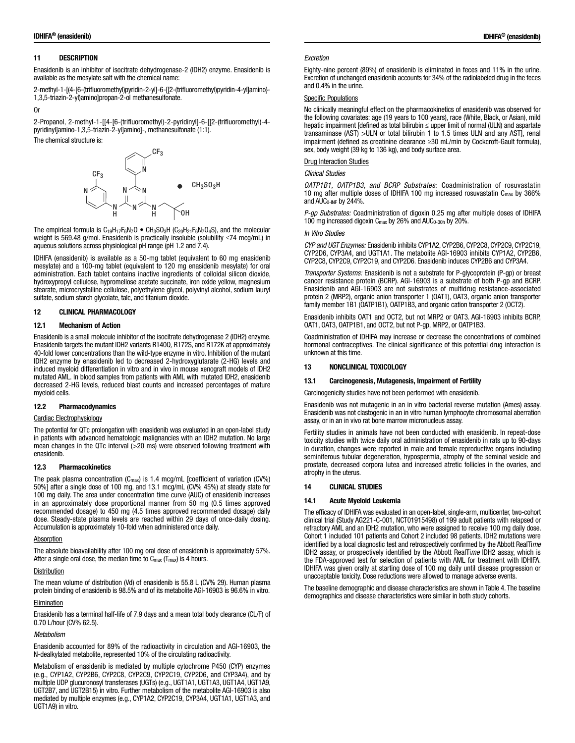## 11 DESCRIPTION

Enasidenib is an inhibitor of isocitrate dehydrogenase-2 (IDH2) enzyme. Enasidenib is available as the mesylate salt with the chemical name:

2-methyl-1-[(4-[6-(trifluoromethyl)pyridin-2-yl]-6-{[2-(trifluoromethyl)pyridin-4-yl]amino}-1,3,5-triazin-2-yl)amino]propan-2-ol methanesulfonate.

Or

2-Propanol, 2-methyl-1-[[4-[6-(trifluoromethyl)-2-pyridinyl]-6-[[2-(trifluoromethyl)-4-pyridinyl]amino-1,3,5-triazin-2-yl]amino]-, methanesulfonate (1:1).

The chemical structure is:

The empirical formula is $C_{19}H_{17}F_6N_7O \bullet CH_3SO_3H$ ($C_{20}H_{21}F_6N_7O_4S$), and the molecular weight is 569.48 g/mol. Enasidenib is practically insoluble (solubility ≤74 mcg/mL) in aqueous solutions across physiological pH range (pH 1.2 and 7.4).

IDHIFA (enasidenib) is available as a 50-mg tablet (equivalent to 60 mg enasidenib mesylate) and a 100-mg tablet (equivalent to 120 mg enasidenib mesylate) for oral administration. Each tablet contains inactive ingredients of colloidal silicon dioxide, hydroxypropyl cellulose, hypromellose acetate succinate, iron oxide yellow, magnesium stearate, microcrystalline cellulose, polyethylene glycol, polyvinyl alcohol, sodium lauryl sulfate, sodium starch glycolate, talc, and titanium dioxide.

## 12 CLINICAL PHARMACOLOGY

### 12.1 Mechanism of Action

Enasidenib is a small molecule inhibitor of the isocitrate dehydrogenase 2 (IDH2) enzyme. Enasidenib targets the mutant IDH2 variants R140Q, R172S, and R172K at approximately 40-fold lower concentrations than the wild-type enzyme in vitro. Inhibition of the mutant IDH2 enzyme by enasidenib led to decreased 2-hydroxyglutarate (2-HG) levels and induced myeloid differentiation in vitro and in vivo in mouse xenograft models of IDH2 mutated AML. In blood samples from patients with AML with mutated IDH2, enasidenib decreased 2-HG levels, reduced blast counts and increased percentages of mature myeloid cells.

### 12.2 Pharmacodynamics

Cardiac Electrophysiology

The potential for QTc prolongation with enasidenib was evaluated in an open-label study in patients with advanced hematologic malignancies with an IDH2 mutation. No large mean changes in the QTc interval (>20 ms) were observed following treatment with enasidenib.

### 12.3 Pharmacokinetics

The peak plasma concentration ($C_{max}$) is 1.4 mcg/mL [coefficient of variation (CV%) 50%] after a single dose of 100 mg, and 13.1 mcg/mL (CV% 45%) at steady state for 100 mg daily. The area under concentration time curve (AUC) of enasidenib increases in an approximately dose proportional manner from 50 mg (0.5 times approved recommended dosage) to 450 mg (4.5 times approved recommended dosage) daily dose. Steady-state plasma levels are reached within 29 days of once-daily dosing. Accumulation is approximately 10-fold when administered once daily.

Absorption

The absolute bioavailability after 100 mg oral dose of enasidenib is approximately 57%. After a single oral dose, the median time to $C_{max}$ ($T_{max}$) is 4 hours.

Distribution

The mean volume of distribution (Vd) of enasidenib is 55.8 L (CV% 29). Human plasma protein binding of enasidenib is 98.5% and of its metabolite AGI-16903 is 96.6% in vitro.

Elimination

Enasidenib has a terminal half-life of 7.9 days and a mean total body clearance (CL/F) of 0.70 L/hour (CV% 62.5).

*Metabolism*

Enasidenib accounted for 89% of the radioactivity in circulation and AGI-16903, the N-dealkylated metabolite, represented 10% of the circulating radioactivity.

Metabolism of enasidenib is mediated by multiple cytochrome P450 (CYP) enzymes (e.g., CYP1A2, CYP2B6, CYP2C8, CYP2C9, CYP2C19, CYP2D6, and CYP3A4), and by multiple UDP glucuronosyl transferases (UGTs) (e.g., UGT1A1, UGT1A3, UGT1A4, UGT1A9, UGT2B7, and UGT2B15) in vitro. Further metabolism of the metabolite AGI-16903 is also mediated by multiple enzymes (e.g., CYP1A2, CYP2C19, CYP3A4, UGT1A1, UGT1A3, and UGT1A9) in vitro.

*Excretion*

Eighty-nine percent (89%) of enasidenib is eliminated in feces and 11% in the urine. Excretion of unchanged enasidenib accounts for 34% of the radiolabeled drug in the feces and 0.4% in the urine.

Specific Populations

No clinically meaningful effect on the pharmacokinetics of enasidenib was observed for the following covariates: age (19 years to 100 years), race (White, Black, or Asian), mild hepatic impairment [defined as total bilirubin ≤ upper limit of normal (ULN) and aspartate transaminase (AST) >ULN or total bilirubin 1 to 1.5 times ULN and any AST], renal impairment (defined as creatinine clearance ≥30 mL/min by Cockcroft-Gault formula), sex, body weight (39 kg to 136 kg), and body surface area.

Drug Interaction Studies

*Clinical Studies*

*OATP1B1, OATP1B3, and BCRP Substrates:* Coadministration of rosuvastatin 10 mg after multiple doses of IDHIFA 100 mg increased rosuvastatin $C_{max}$ by 366% and $AUC_{0\text{-}INF}$ by 244%.

*P-gp Substrates:* Coadministration of digoxin 0.25 mg after multiple doses of IDHIFA 100 mg increased digoxin $C_{max}$ by 26% and $AUC_{0\text{-}30h}$ by 20%.

*In Vitro Studies*

*CYP and UGT Enzymes:* Enasidenib inhibits CYP1A2, CYP2B6, CYP2C8, CYP2C9, CYP2C19, CYP2D6, CYP3A4, and UGT1A1. The metabolite AGI-16903 inhibits CYP1A2, CYP2B6, CYP2C8, CYP2C9, CYP2C19, and CYP2D6. Enasidenib induces CYP2B6 and CYP3A4.

*Transporter Systems:* Enasidenib is not a substrate for P-glycoprotein (P-gp) or breast cancer resistance protein (BCRP). AGI-16903 is a substrate of both P-gp and BCRP. Enasidenib and AGI-16903 are not substrates of multidrug resistance-associated protein 2 (MRP2), organic anion transporter 1 (OAT1), OAT3, organic anion transporter family member 1B1 (OATP1B1), OATP1B3, and organic cation transporter 2 (OCT2).

Enasidenib inhibits OAT1 and OCT2, but not MRP2 or OAT3. AGI-16903 inhibits BCRP, OAT1, OAT3, OATP1B1, and OCT2, but not P-gp, MRP2, or OATP1B3.

Coadministration of IDHIFA may increase or decrease the concentrations of combined hormonal contraceptives. The clinical significance of this potential drug interaction is unknown at this time.

## 13 NONCLINICAL TOXICOLOGY

### 13.1 Carcinogenesis, Mutagenesis, Impairment of Fertility

Carcinogenicity studies have not been performed with enasidenib.

Enasidenib was not mutagenic in an in vitro bacterial reverse mutation (Ames) assay. Enasidenib was not clastogenic in an in vitro human lymphocyte chromosomal aberration assay, or in an in vivo rat bone marrow micronucleus assay.

Fertility studies in animals have not been conducted with enasidenib. In repeat-dose toxicity studies with twice daily oral administration of enasidenib in rats up to 90-days in duration, changes were reported in male and female reproductive organs including seminiferous tubular degeneration, hypospermia, atrophy of the seminal vesicle and prostate, decreased corpora lutea and increased atretic follicles in the ovaries, and atrophy in the uterus.

## 14 CLINICAL STUDIES

### 14.1 Acute Myeloid Leukemia

The efficacy of IDHIFA was evaluated in an open-label, single-arm, multicenter, two-cohort clinical trial (Study AG221-C-001, NCT01915498) of 199 adult patients with relapsed or refractory AML and an IDH2 mutation, who were assigned to receive 100 mg daily dose. Cohort 1 included 101 patients and Cohort 2 included 98 patients. IDH2 mutations were identified by a local diagnostic test and retrospectively confirmed by the Abbott RealTi*me* IDH2 assay, or prospectively identified by the Abbott RealTi*me* IDH2 assay, which is the FDA-approved test for selection of patients with AML for treatment with IDHIFA. IDHIFA was given orally at starting dose of 100 mg daily until disease progression or unacceptable toxicity. Dose reductions were allowed to manage adverse events.

The baseline demographic and disease characteristics are shown in Table 4. The baseline demographics and disease characteristics were similar in both study cohorts.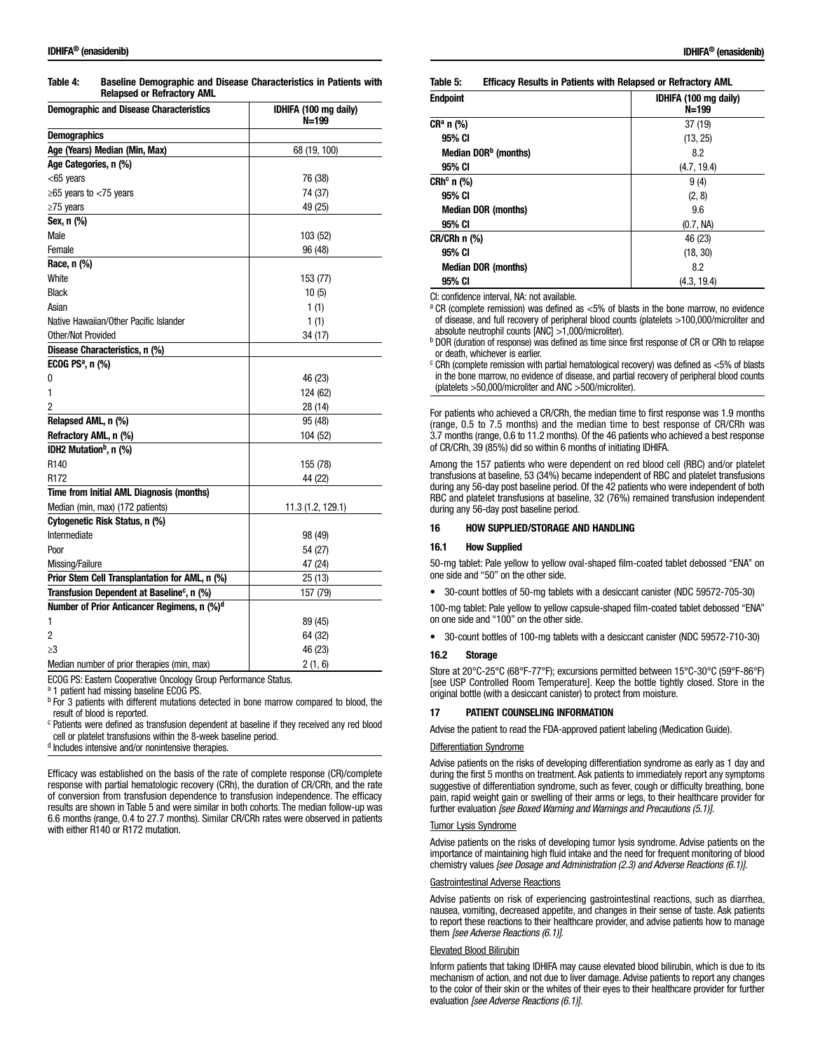**Table 4: Baseline Demographic and Disease Characteristics in Patients with Relapsed or Refractory AML**

| Demographic and Disease Characteristics | IDHIFA (100 mg daily) N=199 |
|---|---|
| **Demographics** | |
| **Age (Years) Median (Min, Max)** | 68 (19, 100) |
| **Age Categories, n (%)** | |
| <65 years | 76 (38) |
| ≥65 years to <75 years | 74 (37) |
| ≥75 years | 49 (25) |
| **Sex, n (%)** | |
| Male | 103 (52) |
| Female | 96 (48) |
| **Race, n (%)** | |
| White | 153 (77) |
| Black | 10 (5) |
| Asian | 1 (1) |
| Native Hawaiian/Other Pacific Islander | 1 (1) |
| Other/Not Provided | 34 (17) |
| **Disease Characteristics, n (%)** | |
| **ECOG PS[a], n (%)** | |
| 0 | 46 (23) |
| 1 | 124 (62) |
| 2 | 28 (14) |
| **Relapsed AML, n (%)** | 95 (48) |
| **Refractory AML, n (%)** | 104 (52) |
| **IDH2 Mutation[b], n (%)** | |
| R140 | 155 (78) |
| R172 | 44 (22) |
| **Time from Initial AML Diagnosis (months)** | |
| Median (min, max) (172 patients) | 11.3 (1.2, 129.1) |
| **Cytogenetic Risk Status, n (%)** | |
| Intermediate | 98 (49) |
| Poor | 54 (27) |
| Missing/Failure | 47 (24) |
| **Prior Stem Cell Transplantation for AML, n (%)** | 25 (13) |
| **Transfusion Dependent at Baseline[c], n (%)** | 157 (79) |
| **Number of Prior Anticancer Regimens, n (%)[d]** | |
| 1 | 89 (45) |
| 2 | 64 (32) |
| ≥3 | 46 (23) |
| Median number of prior therapies (min, max) | 2 (1, 6) |

ECOG PS: Eastern Cooperative Oncology Group Performance Status.

[a] 1 patient had missing baseline ECOG PS.

[b] For 3 patients with different mutations detected in bone marrow compared to blood, the result of blood is reported.

[c] Patients were defined as transfusion dependent at baseline if they received any red blood cell or platelet transfusions within the 8-week baseline period.

[d] Includes intensive and/or nonintensive therapies.

Efficacy was established on the basis of the rate of complete response (CR)/complete response with partial hematologic recovery (CRh), the duration of CR/CRh, and the rate of conversion from transfusion dependence to transfusion independence. The efficacy results are shown in Table 5 and were similar in both cohorts. The median follow-up was 6.6 months (range, 0.4 to 27.7 months). Similar CR/CRh rates were observed in patients with either R140 or R172 mutation.

**Table 5: Efficacy Results in Patients with Relapsed or Refractory AML**

| Endpoint | IDHIFA (100 mg daily) N=199 |
|---|---|
| **CR[a] n (%)** | 37 (19) |
| **95% CI** | (13, 25) |
| **Median DOR[b] (months)** | 8.2 |
| **95% CI** | (4.7, 19.4) |
| **CRh[c] n (%)** | 9 (4) |
| **95% CI** | (2, 8) |
| **Median DOR (months)** | 9.6 |
| **95% CI** | (0.7, NA) |
| **CR/CRh n (%)** | 46 (23) |
| **95% CI** | (18, 30) |
| **Median DOR (months)** | 8.2 |
| **95% CI** | (4.3, 19.4) |

CI: confidence interval, NA: not available.

[a] CR (complete remission) was defined as <5% of blasts in the bone marrow, no evidence of disease, and full recovery of peripheral blood counts (platelets >100,000/microliter and absolute neutrophil counts [ANC] >1,000/microliter).

[b] DOR (duration of response) was defined as time since first response of CR or CRh to relapse or death, whichever is earlier.

[c] CRh (complete remission with partial hematological recovery) was defined as <5% of blasts in the bone marrow, no evidence of disease, and partial recovery of peripheral blood counts (platelets >50,000/microliter and ANC >500/microliter).

For patients who achieved a CR/CRh, the median time to first response was 1.9 months (range, 0.5 to 7.5 months) and the median time to best response of CR/CRh was 3.7 months (range, 0.6 to 11.2 months). Of the 46 patients who achieved a best response of CR/CRh, 39 (85%) did so within 6 months of initiating IDHIFA.

Among the 157 patients who were dependent on red blood cell (RBC) and/or platelet transfusions at baseline, 53 (34%) became independent of RBC and platelet transfusions during any 56-day post baseline period. Of the 42 patients who were independent of both RBC and platelet transfusions at baseline, 32 (76%) remained transfusion independent during any 56-day post baseline period.

## 16 HOW SUPPLIED/STORAGE AND HANDLING

### 16.1 How Supplied

50-mg tablet: Pale yellow to yellow oval-shaped film-coated tablet debossed "ENA" on one side and "50" on the other side.

- 30-count bottles of 50-mg tablets with a desiccant canister (NDC 59572-705-30)

100-mg tablet: Pale yellow to yellow capsule-shaped film-coated tablet debossed "ENA" on one side and "100" on the other side.

- 30-count bottles of 100-mg tablets with a desiccant canister (NDC 59572-710-30)

### 16.2 Storage

Store at 20°C-25°C (68°F-77°F); excursions permitted between 15°C-30°C (59°F-86°F) [see USP Controlled Room Temperature]. Keep the bottle tightly closed. Store in the original bottle (with a desiccant canister) to protect from moisture.

## 17 PATIENT COUNSELING INFORMATION

Advise the patient to read the FDA-approved patient labeling (Medication Guide).

Differentiation Syndrome

Advise patients on the risks of developing differentiation syndrome as early as 1 day and during the first 5 months on treatment. Ask patients to immediately report any symptoms suggestive of differentiation syndrome, such as fever, cough or difficulty breathing, bone pain, rapid weight gain or swelling of their arms or legs, to their healthcare provider for further evaluation *[see Boxed Warning and Warnings and Precautions (5.1)]*.

Tumor Lysis Syndrome

Advise patients on the risks of developing tumor lysis syndrome. Advise patients on the importance of maintaining high fluid intake and the need for frequent monitoring of blood chemistry values *[see Dosage and Administration (2.3) and Adverse Reactions (6.1)]*.

Gastrointestinal Adverse Reactions

Advise patients on risk of experiencing gastrointestinal reactions, such as diarrhea, nausea, vomiting, decreased appetite, and changes in their sense of taste. Ask patients to report these reactions to their healthcare provider, and advise patients how to manage them *[see Adverse Reactions (6.1)]*.

Elevated Blood Bilirubin

Inform patients that taking IDHIFA may cause elevated blood bilirubin, which is due to its mechanism of action, and not due to liver damage. Advise patients to report any changes to the color of their skin or the whites of their eyes to their healthcare provider for further evaluation *[see Adverse Reactions (6.1)]*.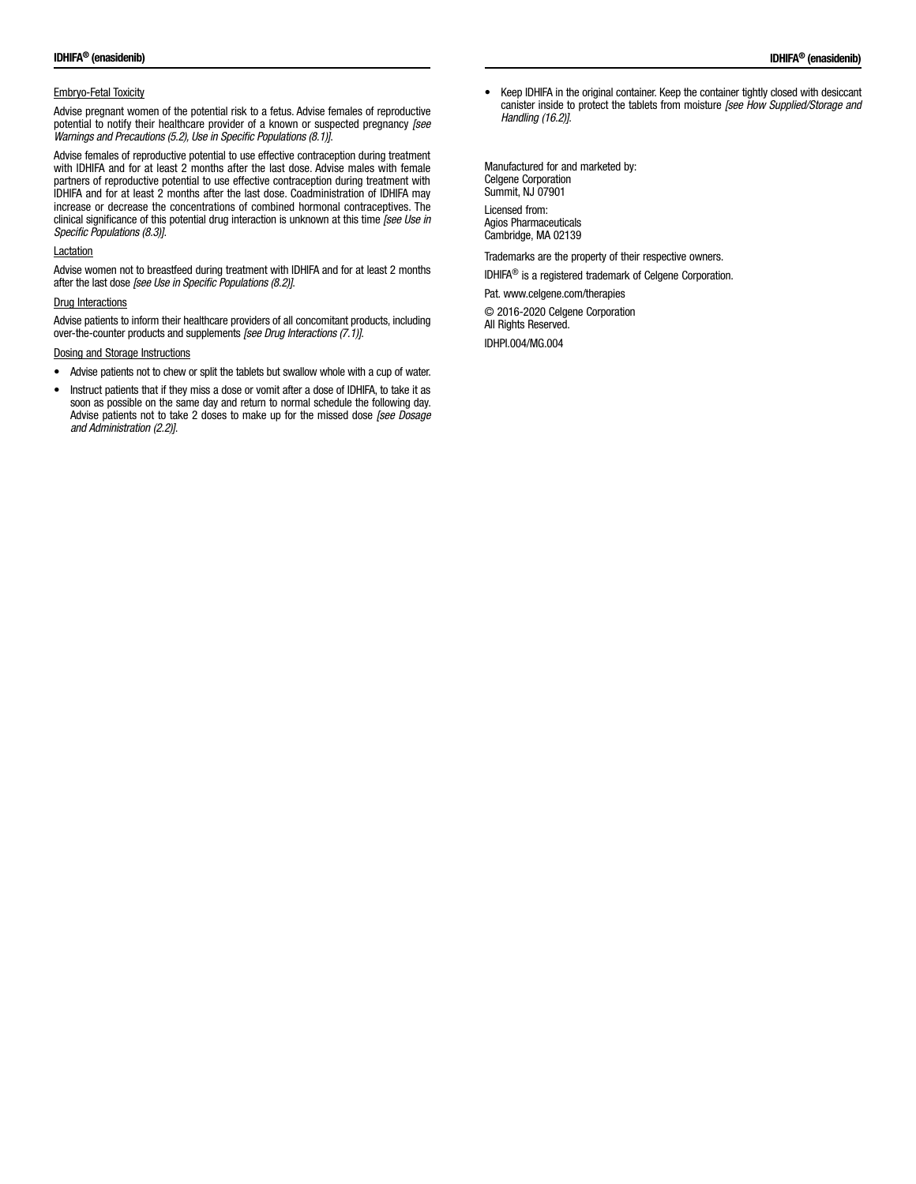Embryo-Fetal Toxicity

Advise pregnant women of the potential risk to a fetus. Advise females of reproductive potential to notify their healthcare provider of a known or suspected pregnancy *[see Warnings and Precautions (5.2), Use in Specific Populations (8.1)]*.

Advise females of reproductive potential to use effective contraception during treatment with IDHIFA and for at least 2 months after the last dose. Advise males with female partners of reproductive potential to use effective contraception during treatment with IDHIFA and for at least 2 months after the last dose. Coadministration of IDHIFA may increase or decrease the concentrations of combined hormonal contraceptives. The clinical significance of this potential drug interaction is unknown at this time *[see Use in Specific Populations (8.3)]*.

Lactation

Advise women not to breastfeed during treatment with IDHIFA and for at least 2 months after the last dose *[see Use in Specific Populations (8.2)]*.

Drug Interactions

Advise patients to inform their healthcare providers of all concomitant products, including over-the-counter products and supplements *[see Drug Interactions (7.1)]*.

Dosing and Storage Instructions

- Advise patients not to chew or split the tablets but swallow whole with a cup of water.
- Instruct patients that if they miss a dose or vomit after a dose of IDHIFA, to take it as soon as possible on the same day and return to normal schedule the following day. Advise patients not to take 2 doses to make up for the missed dose *[see Dosage and Administration (2.2)]*.
- Keep IDHIFA in the original container. Keep the container tightly closed with desiccant canister inside to protect the tablets from moisture *[see How Supplied/Storage and Handling (16.2)]*.

Manufactured for and marketed by:
Celgene Corporation
Summit, NJ 07901

Licensed from:
Agios Pharmaceuticals
Cambridge, MA 02139

Trademarks are the property of their respective owners.

IDHIFA® is a registered trademark of Celgene Corporation.

Pat. www.celgene.com/therapies

© 2016-2020 Celgene Corporation
All Rights Reserved.

IDHPI.004/MG.004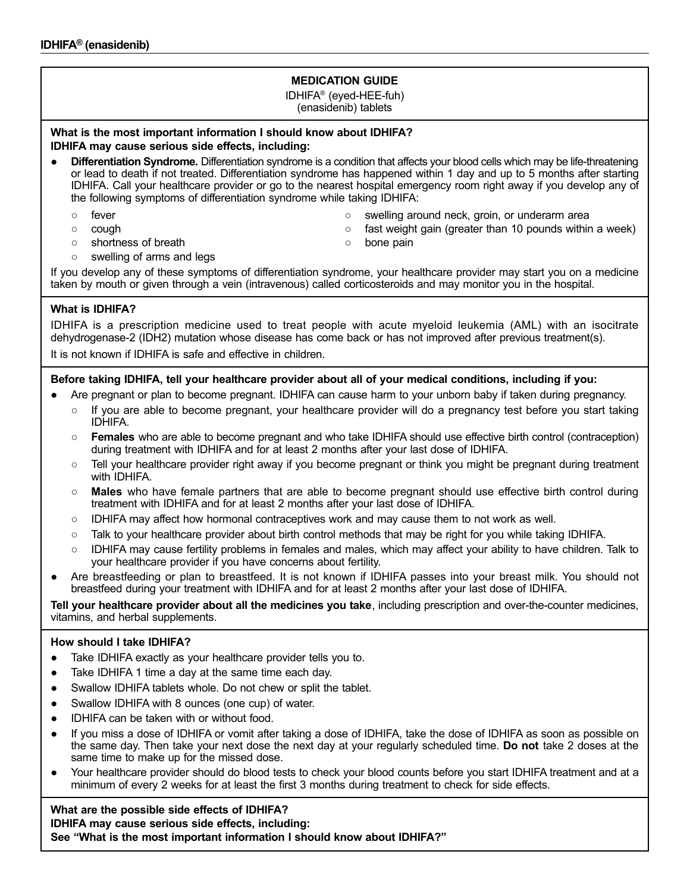**MEDICATION GUIDE**
IDHIFA® (eyed-HEE-fuh)
(enasidenib) tablets

**What is the most important information I should know about IDHIFA?**
**IDHIFA may cause serious side effects, including:**

- **Differentiation Syndrome.** Differentiation syndrome is a condition that affects your blood cells which may be life-threatening or lead to death if not treated. Differentiation syndrome has happened within 1 day and up to 5 months after starting IDHIFA. Call your healthcare provider or go to the nearest hospital emergency room right away if you develop any of the following symptoms of differentiation syndrome while taking IDHIFA:
  - fever
  - cough
  - shortness of breath
  - swelling of arms and legs
  - swelling around neck, groin, or underarm area
  - fast weight gain (greater than 10 pounds within a week)
  - bone pain

If you develop any of these symptoms of differentiation syndrome, your healthcare provider may start you on a medicine taken by mouth or given through a vein (intravenous) called corticosteroids and may monitor you in the hospital.

**What is IDHIFA?**

IDHIFA is a prescription medicine used to treat people with acute myeloid leukemia (AML) with an isocitrate dehydrogenase-2 (IDH2) mutation whose disease has come back or has not improved after previous treatment(s).

It is not known if IDHIFA is safe and effective in children.

**Before taking IDHIFA, tell your healthcare provider about all of your medical conditions, including if you:**

- Are pregnant or plan to become pregnant. IDHIFA can cause harm to your unborn baby if taken during pregnancy.
  - If you are able to become pregnant, your healthcare provider will do a pregnancy test before you start taking IDHIFA.
  - **Females** who are able to become pregnant and who take IDHIFA should use effective birth control (contraception) during treatment with IDHIFA and for at least 2 months after your last dose of IDHIFA.
  - Tell your healthcare provider right away if you become pregnant or think you might be pregnant during treatment with IDHIFA.
  - **Males** who have female partners that are able to become pregnant should use effective birth control during treatment with IDHIFA and for at least 2 months after your last dose of IDHIFA.
  - IDHIFA may affect how hormonal contraceptives work and may cause them to not work as well.
  - Talk to your healthcare provider about birth control methods that may be right for you while taking IDHIFA.
  - IDHIFA may cause fertility problems in females and males, which may affect your ability to have children. Talk to your healthcare provider if you have concerns about fertility.
- Are breastfeeding or plan to breastfeed. It is not known if IDHIFA passes into your breast milk. You should not breastfeed during your treatment with IDHIFA and for at least 2 months after your last dose of IDHIFA.

**Tell your healthcare provider about all the medicines you take**, including prescription and over-the-counter medicines, vitamins, and herbal supplements.

**How should I take IDHIFA?**

- Take IDHIFA exactly as your healthcare provider tells you to.
- Take IDHIFA 1 time a day at the same time each day.
- Swallow IDHIFA tablets whole. Do not chew or split the tablet.
- Swallow IDHIFA with 8 ounces (one cup) of water.
- IDHIFA can be taken with or without food.
- If you miss a dose of IDHIFA or vomit after taking a dose of IDHIFA, take the dose of IDHIFA as soon as possible on the same day. Then take your next dose the next day at your regularly scheduled time. **Do not** take 2 doses at the same time to make up for the missed dose.
- Your healthcare provider should do blood tests to check your blood counts before you start IDHIFA treatment and at a minimum of every 2 weeks for at least the first 3 months during treatment to check for side effects.

**What are the possible side effects of IDHIFA?**
**IDHIFA may cause serious side effects, including:**
**See "What is the most important information I should know about IDHIFA?"**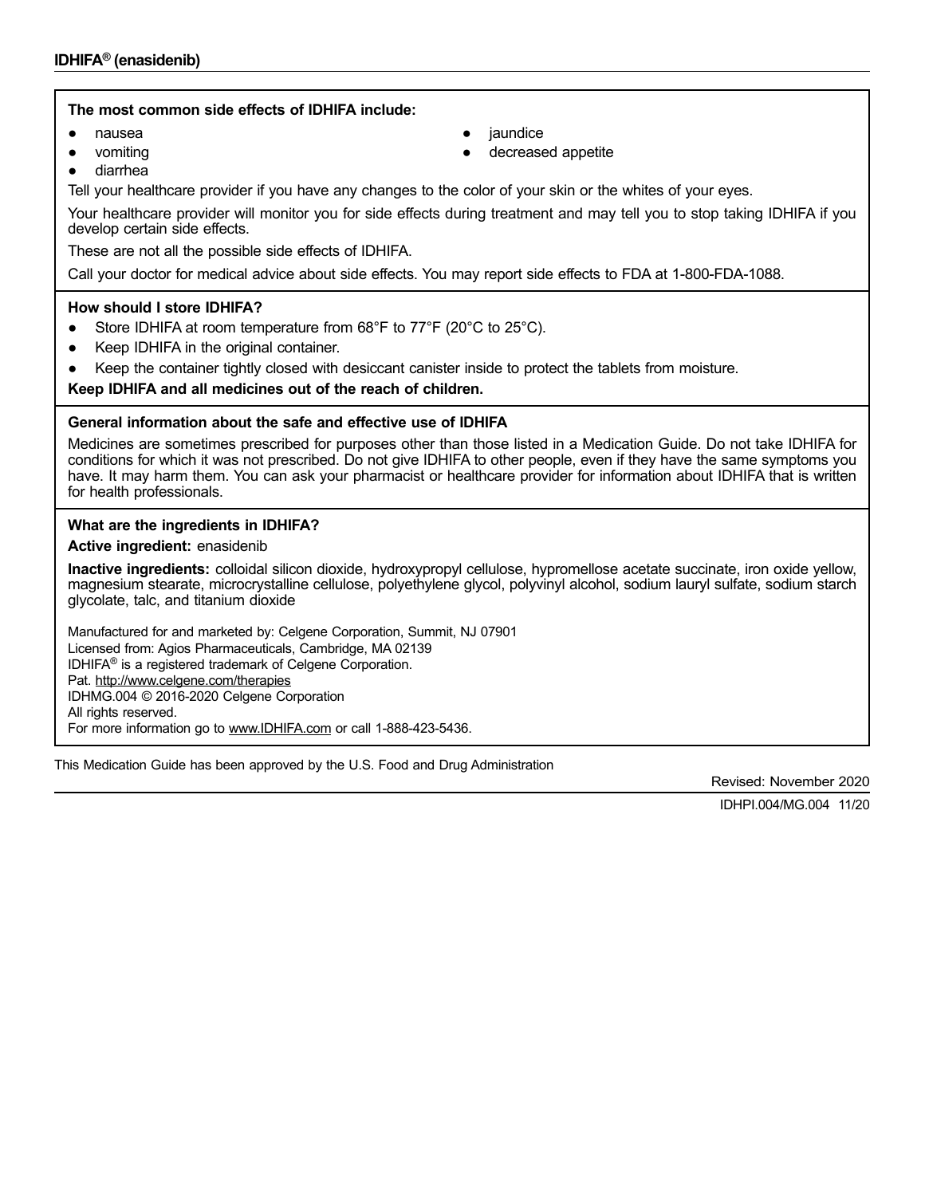**The most common side effects of IDHIFA include:**

- nausea
- vomiting
- diarrhea
- jaundice
- decreased appetite

Tell your healthcare provider if you have any changes to the color of your skin or the whites of your eyes.

Your healthcare provider will monitor you for side effects during treatment and may tell you to stop taking IDHIFA if you develop certain side effects.

These are not all the possible side effects of IDHIFA.

Call your doctor for medical advice about side effects. You may report side effects to FDA at 1-800-FDA-1088.

**How should I store IDHIFA?**

- Store IDHIFA at room temperature from 68°F to 77°F (20°C to 25°C).
- Keep IDHIFA in the original container.
- Keep the container tightly closed with desiccant canister inside to protect the tablets from moisture.

**Keep IDHIFA and all medicines out of the reach of children.**

**General information about the safe and effective use of IDHIFA**

Medicines are sometimes prescribed for purposes other than those listed in a Medication Guide. Do not take IDHIFA for conditions for which it was not prescribed. Do not give IDHIFA to other people, even if they have the same symptoms you have. It may harm them. You can ask your pharmacist or healthcare provider for information about IDHIFA that is written for health professionals.

**What are the ingredients in IDHIFA?**

**Active ingredient:** enasidenib

**Inactive ingredients:** colloidal silicon dioxide, hydroxypropyl cellulose, hypromellose acetate succinate, iron oxide yellow, magnesium stearate, microcrystalline cellulose, polyethylene glycol, polyvinyl alcohol, sodium lauryl sulfate, sodium starch glycolate, talc, and titanium dioxide

Manufactured for and marketed by: Celgene Corporation, Summit, NJ 07901
Licensed from: Agios Pharmaceuticals, Cambridge, MA 02139
IDHIFA® is a registered trademark of Celgene Corporation.
Pat. http://www.celgene.com/therapies
IDHMG.004 © 2016-2020 Celgene Corporation
All rights reserved.
For more information go to www.IDHIFA.com or call 1-888-423-5436.

This Medication Guide has been approved by the U.S. Food and Drug Administration

Revised: November 2020

IDHPI.004/MG.004 11/20